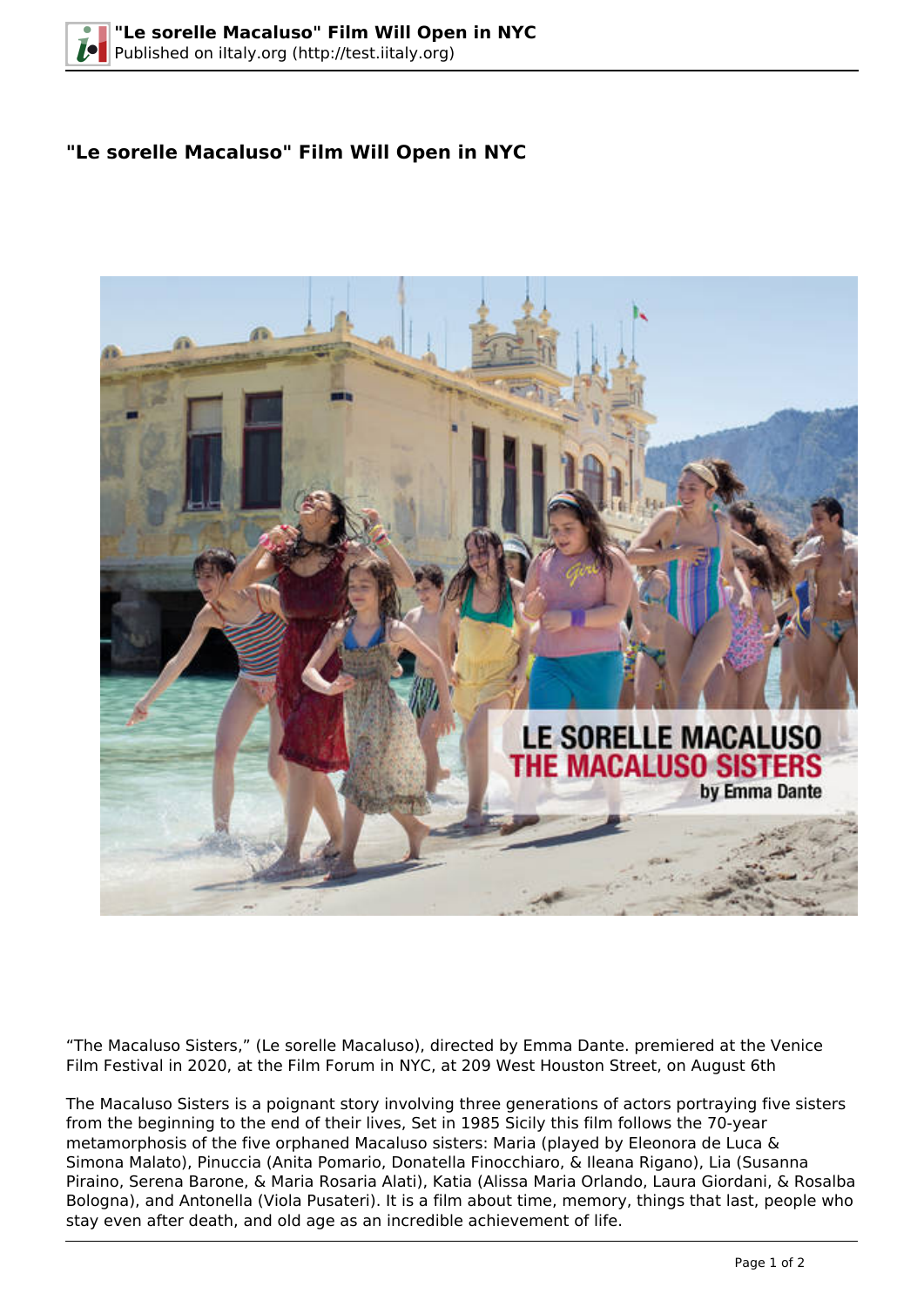# "Le sorelle Macaluso" Film Will Open in NYC

“The Macaluso Sisters,” (Le sorelle Macaluso), directed by Emma Dante. premiered at the Venice Film Festival in 2020, at the Film Forum in NYC, at 209 West Houston Street, on August 6th

The Macaluso Sisters is a poignant story involving three generations of actors portraying five sisters from the beginning to the end of their lives, Set in 1985 Sicily this film follows the 70-year metamorphosis of the five orphaned Macaluso sisters: Maria (played by Eleonora de Luca & Simona Malato), Pinuccia (Anita Pomario, Donatella Finocchiaro, & Ileana Rigano), Lia (Susanna Piraino, Serena Barone, & Maria Rosaria Alati), Katia (Alissa Maria Orlando, Laura Giordani, & Rosalba Bologna), and Antonella (Viola Pusateri). It is a film about time, memory, things that last, people who stay even after death, and old age as an incredible achievement of life.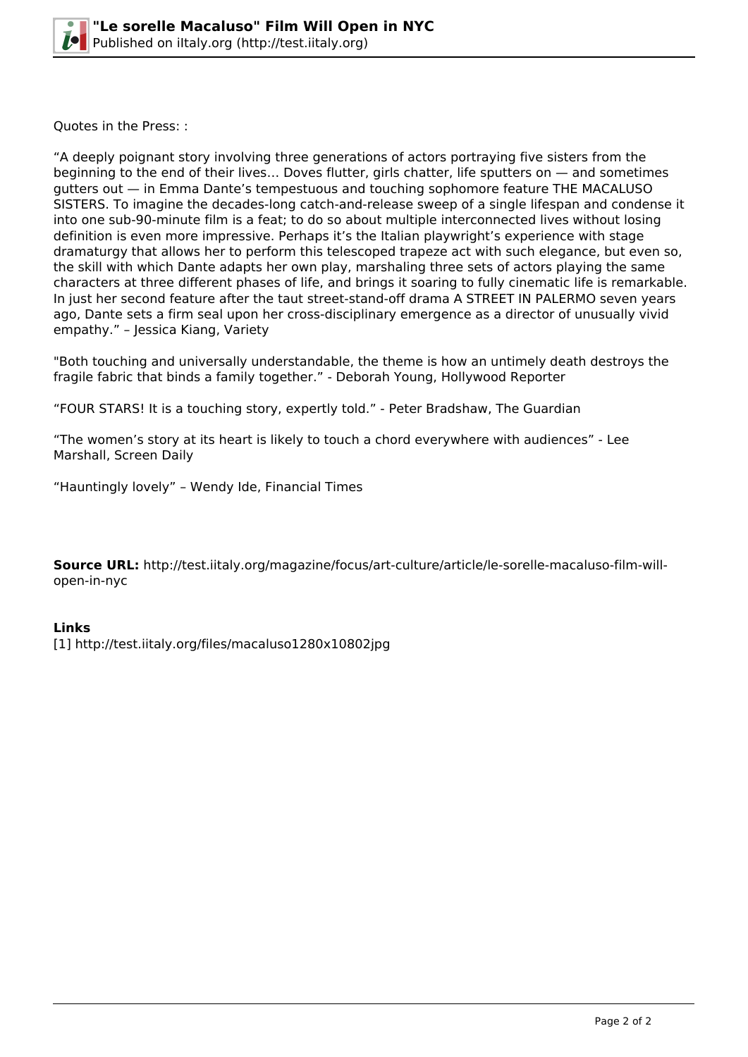Quotes in the Press: :

“A deeply poignant story involving three generations of actors portraying five sisters from the beginning to the end of their lives… Doves flutter, girls chatter, life sputters on — and sometimes gutters out — in Emma Dante’s tempestuous and touching sophomore feature THE MACALUSO SISTERS. To imagine the decades-long catch-and-release sweep of a single lifespan and condense it into one sub-90-minute film is a feat; to do so about multiple interconnected lives without losing definition is even more impressive. Perhaps it’s the Italian playwright’s experience with stage dramaturgy that allows her to perform this telescoped trapeze act with such elegance, but even so, the skill with which Dante adapts her own play, marshaling three sets of actors playing the same characters at three different phases of life, and brings it soaring to fully cinematic life is remarkable. In just her second feature after the taut street-stand-off drama A STREET IN PALERMO seven years ago, Dante sets a firm seal upon her cross-disciplinary emergence as a director of unusually vivid empathy.” – Jessica Kiang, Variety

"Both touching and universally understandable, the theme is how an untimely death destroys the fragile fabric that binds a family together.” - Deborah Young, Hollywood Reporter

“FOUR STARS! It is a touching story, expertly told.” - Peter Bradshaw, The Guardian

“The women’s story at its heart is likely to touch a chord everywhere with audiences” - Lee Marshall, Screen Daily

“Hauntingly lovely” – Wendy Ide, Financial Times

**Source URL:** http://test.iitaly.org/magazine/focus/art-culture/article/le-sorelle-macaluso-film-will-open-in-nyc

**Links**
[1] http://test.iitaly.org/files/macaluso1280x10802jpg